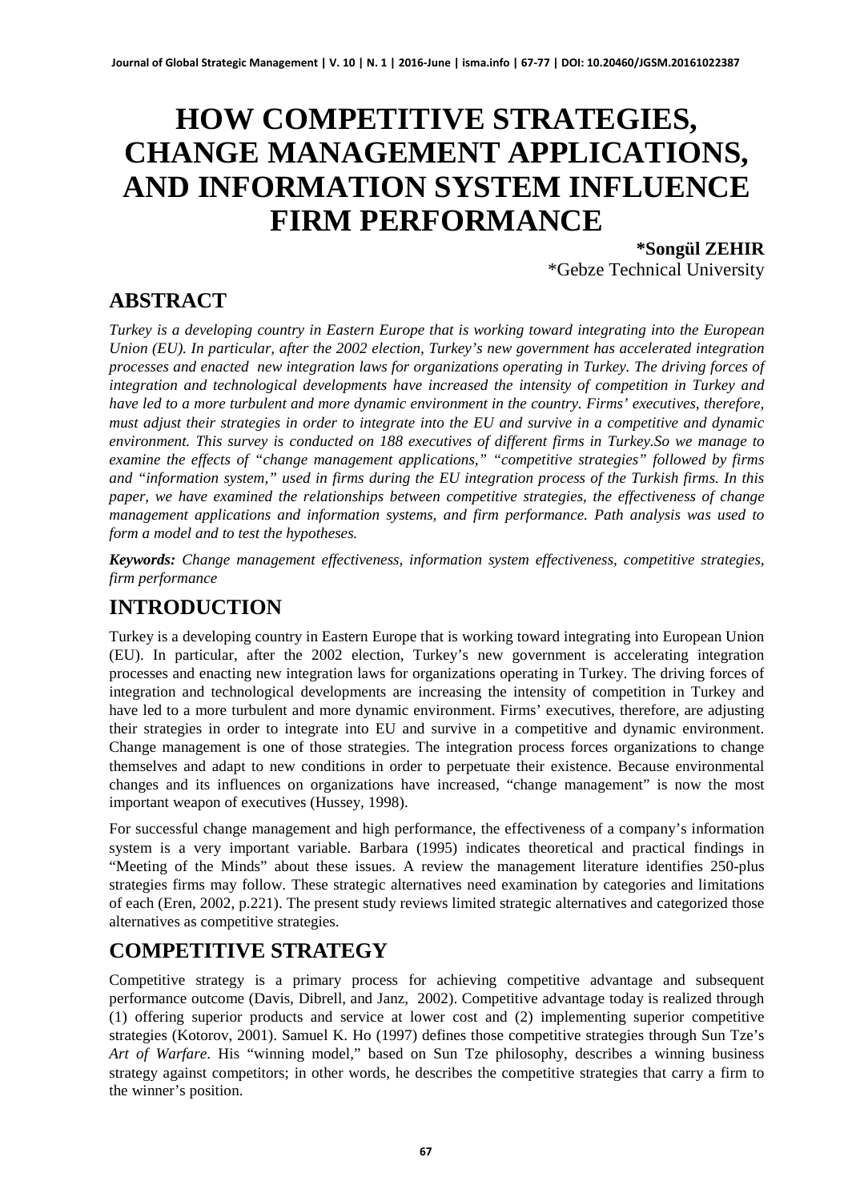# HOW COMPETITIVE STRATEGIES, CHANGE MANAGEMENT APPLICATIONS, AND INFORMATION SYSTEM INFLUENCE FIRM PERFORMANCE

**\*Songül ZEHIR**
\*Gebze Technical University

## ABSTRACT

*Turkey is a developing country in Eastern Europe that is working toward integrating into the European Union (EU). In particular, after the 2002 election, Turkey's new government has accelerated integration processes and enacted new integration laws for organizations operating in Turkey. The driving forces of integration and technological developments have increased the intensity of competition in Turkey and have led to a more turbulent and more dynamic environment in the country. Firms' executives, therefore, must adjust their strategies in order to integrate into the EU and survive in a competitive and dynamic environment. This survey is conducted on 188 executives of different firms in Turkey.So we manage to examine the effects of "change management applications," "competitive strategies" followed by firms and "information system," used in firms during the EU integration process of the Turkish firms. In this paper, we have examined the relationships between competitive strategies, the effectiveness of change management applications and information systems, and firm performance. Path analysis was used to form a model and to test the hypotheses.*

***Keywords:*** *Change management effectiveness, information system effectiveness, competitive strategies, firm performance*

## INTRODUCTION

Turkey is a developing country in Eastern Europe that is working toward integrating into European Union (EU). In particular, after the 2002 election, Turkey's new government is accelerating integration processes and enacting new integration laws for organizations operating in Turkey. The driving forces of integration and technological developments are increasing the intensity of competition in Turkey and have led to a more turbulent and more dynamic environment. Firms' executives, therefore, are adjusting their strategies in order to integrate into EU and survive in a competitive and dynamic environment. Change management is one of those strategies. The integration process forces organizations to change themselves and adapt to new conditions in order to perpetuate their existence. Because environmental changes and its influences on organizations have increased, "change management" is now the most important weapon of executives (Hussey, 1998).

For successful change management and high performance, the effectiveness of a company's information system is a very important variable. Barbara (1995) indicates theoretical and practical findings in "Meeting of the Minds" about these issues. A review the management literature identifies 250-plus strategies firms may follow. These strategic alternatives need examination by categories and limitations of each (Eren, 2002, p.221). The present study reviews limited strategic alternatives and categorized those alternatives as competitive strategies.

## COMPETITIVE STRATEGY

Competitive strategy is a primary process for achieving competitive advantage and subsequent performance outcome (Davis, Dibrell, and Janz, 2002). Competitive advantage today is realized through (1) offering superior products and service at lower cost and (2) implementing superior competitive strategies (Kotorov, 2001). Samuel K. Ho (1997) defines those competitive strategies through Sun Tze's *Art of Warfare*. His "winning model," based on Sun Tze philosophy, describes a winning business strategy against competitors; in other words, he describes the competitive strategies that carry a firm to the winner's position.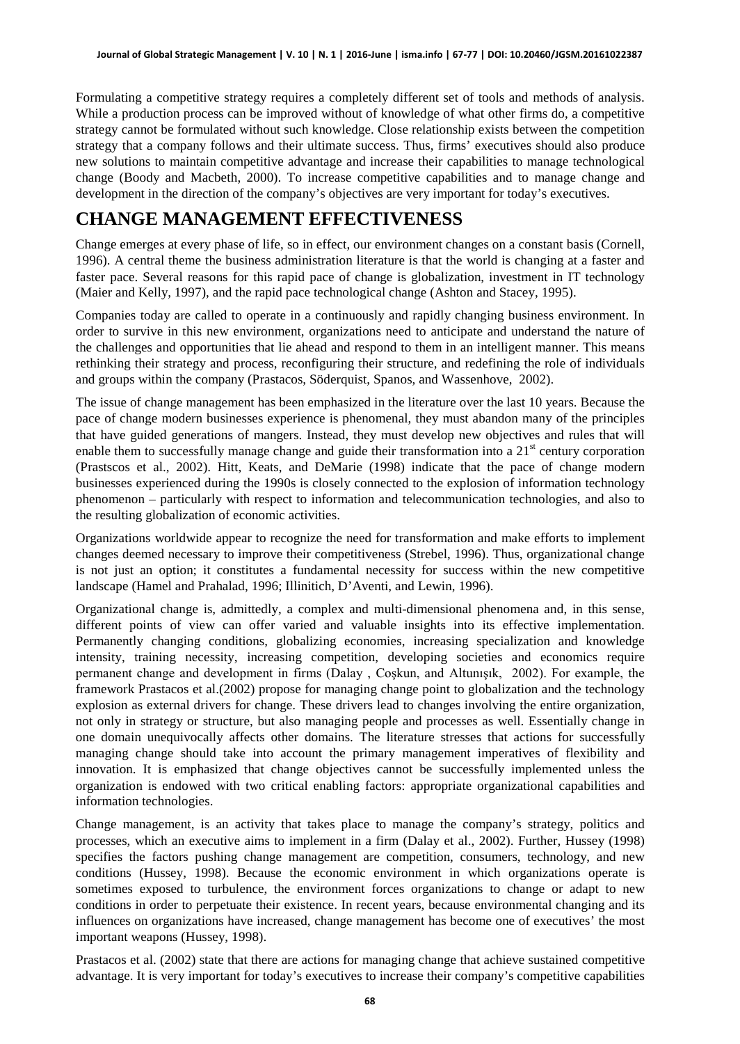Formulating a competitive strategy requires a completely different set of tools and methods of analysis. While a production process can be improved without of knowledge of what other firms do, a competitive strategy cannot be formulated without such knowledge. Close relationship exists between the competition strategy that a company follows and their ultimate success. Thus, firms' executives should also produce new solutions to maintain competitive advantage and increase their capabilities to manage technological change (Boody and Macbeth, 2000). To increase competitive capabilities and to manage change and development in the direction of the company's objectives are very important for today's executives.

# CHANGE MANAGEMENT EFFECTIVENESS

Change emerges at every phase of life, so in effect, our environment changes on a constant basis (Cornell, 1996). A central theme the business administration literature is that the world is changing at a faster and faster pace. Several reasons for this rapid pace of change is globalization, investment in IT technology (Maier and Kelly, 1997), and the rapid pace technological change (Ashton and Stacey, 1995).

Companies today are called to operate in a continuously and rapidly changing business environment. In order to survive in this new environment, organizations need to anticipate and understand the nature of the challenges and opportunities that lie ahead and respond to them in an intelligent manner. This means rethinking their strategy and process, reconfiguring their structure, and redefining the role of individuals and groups within the company (Prastacos, Söderquist, Spanos, and Wassenhove, 2002).

The issue of change management has been emphasized in the literature over the last 10 years. Because the pace of change modern businesses experience is phenomenal, they must abandon many of the principles that have guided generations of mangers. Instead, they must develop new objectives and rules that will enable them to successfully manage change and guide their transformation into a 21st century corporation (Prastscos et al., 2002). Hitt, Keats, and DeMarie (1998) indicate that the pace of change modern businesses experienced during the 1990s is closely connected to the explosion of information technology phenomenon – particularly with respect to information and telecommunication technologies, and also to the resulting globalization of economic activities.

Organizations worldwide appear to recognize the need for transformation and make efforts to implement changes deemed necessary to improve their competitiveness (Strebel, 1996). Thus, organizational change is not just an option; it constitutes a fundamental necessity for success within the new competitive landscape (Hamel and Prahalad, 1996; Illinitich, D'Aventi, and Lewin, 1996).

Organizational change is, admittedly, a complex and multi-dimensional phenomena and, in this sense, different points of view can offer varied and valuable insights into its effective implementation. Permanently changing conditions, globalizing economies, increasing specialization and knowledge intensity, training necessity, increasing competition, developing societies and economics require permanent change and development in firms (Dalay , Coşkun, and Altunışık, 2002). For example, the framework Prastacos et al.(2002) propose for managing change point to globalization and the technology explosion as external drivers for change. These drivers lead to changes involving the entire organization, not only in strategy or structure, but also managing people and processes as well. Essentially change in one domain unequivocally affects other domains. The literature stresses that actions for successfully managing change should take into account the primary management imperatives of flexibility and innovation. It is emphasized that change objectives cannot be successfully implemented unless the organization is endowed with two critical enabling factors: appropriate organizational capabilities and information technologies.

Change management, is an activity that takes place to manage the company's strategy, politics and processes, which an executive aims to implement in a firm (Dalay et al., 2002). Further, Hussey (1998) specifies the factors pushing change management are competition, consumers, technology, and new conditions (Hussey, 1998). Because the economic environment in which organizations operate is sometimes exposed to turbulence, the environment forces organizations to change or adapt to new conditions in order to perpetuate their existence. In recent years, because environmental changing and its influences on organizations have increased, change management has become one of executives' the most important weapons (Hussey, 1998).

Prastacos et al. (2002) state that there are actions for managing change that achieve sustained competitive advantage. It is very important for today's executives to increase their company's competitive capabilities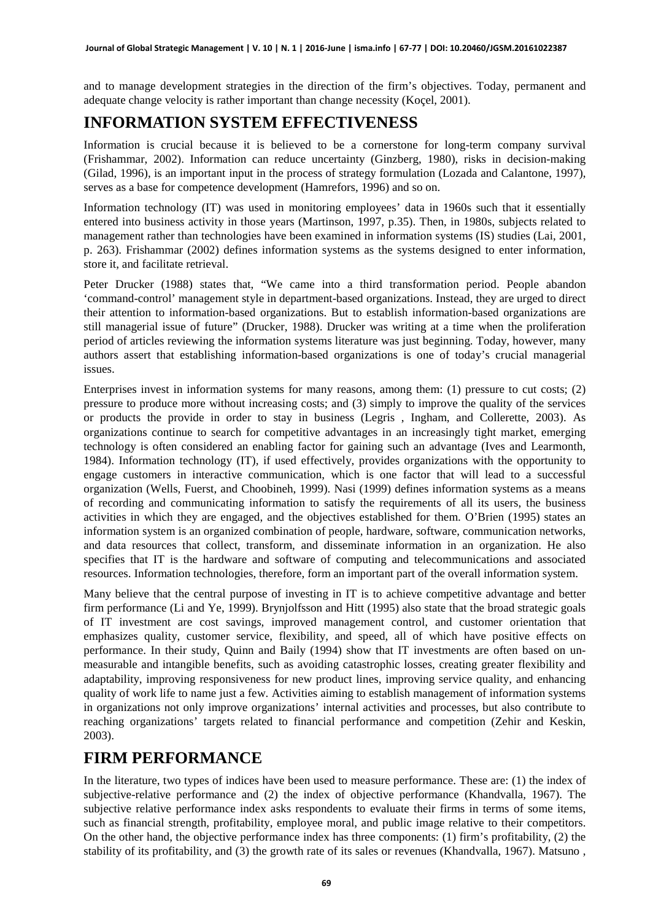and to manage development strategies in the direction of the firm's objectives. Today, permanent and adequate change velocity is rather important than change necessity (Koçel, 2001).

## INFORMATION SYSTEM EFFECTIVENESS

Information is crucial because it is believed to be a cornerstone for long-term company survival (Frishammar, 2002). Information can reduce uncertainty (Ginzberg, 1980), risks in decision-making (Gilad, 1996), is an important input in the process of strategy formulation (Lozada and Calantone, 1997), serves as a base for competence development (Hamrefors, 1996) and so on.

Information technology (IT) was used in monitoring employees' data in 1960s such that it essentially entered into business activity in those years (Martinson, 1997, p.35). Then, in 1980s, subjects related to management rather than technologies have been examined in information systems (IS) studies (Lai, 2001, p. 263). Frishammar (2002) defines information systems as the systems designed to enter information, store it, and facilitate retrieval.

Peter Drucker (1988) states that, "We came into a third transformation period. People abandon 'command-control' management style in department-based organizations. Instead, they are urged to direct their attention to information-based organizations. But to establish information-based organizations are still managerial issue of future" (Drucker, 1988). Drucker was writing at a time when the proliferation period of articles reviewing the information systems literature was just beginning. Today, however, many authors assert that establishing information-based organizations is one of today's crucial managerial issues.

Enterprises invest in information systems for many reasons, among them: (1) pressure to cut costs; (2) pressure to produce more without increasing costs; and (3) simply to improve the quality of the services or products the provide in order to stay in business (Legris , Ingham, and Collerette, 2003). As organizations continue to search for competitive advantages in an increasingly tight market, emerging technology is often considered an enabling factor for gaining such an advantage (Ives and Learmonth, 1984). Information technology (IT), if used effectively, provides organizations with the opportunity to engage customers in interactive communication, which is one factor that will lead to a successful organization (Wells, Fuerst, and Choobineh, 1999). Nasi (1999) defines information systems as a means of recording and communicating information to satisfy the requirements of all its users, the business activities in which they are engaged, and the objectives established for them. O'Brien (1995) states an information system is an organized combination of people, hardware, software, communication networks, and data resources that collect, transform, and disseminate information in an organization. He also specifies that IT is the hardware and software of computing and telecommunications and associated resources. Information technologies, therefore, form an important part of the overall information system.

Many believe that the central purpose of investing in IT is to achieve competitive advantage and better firm performance (Li and Ye, 1999). Brynjolfsson and Hitt (1995) also state that the broad strategic goals of IT investment are cost savings, improved management control, and customer orientation that emphasizes quality, customer service, flexibility, and speed, all of which have positive effects on performance. In their study, Quinn and Baily (1994) show that IT investments are often based on un-measurable and intangible benefits, such as avoiding catastrophic losses, creating greater flexibility and adaptability, improving responsiveness for new product lines, improving service quality, and enhancing quality of work life to name just a few. Activities aiming to establish management of information systems in organizations not only improve organizations' internal activities and processes, but also contribute to reaching organizations' targets related to financial performance and competition (Zehir and Keskin, 2003).

## FIRM PERFORMANCE

In the literature, two types of indices have been used to measure performance. These are: (1) the index of subjective-relative performance and (2) the index of objective performance (Khandvalla, 1967). The subjective relative performance index asks respondents to evaluate their firms in terms of some items, such as financial strength, profitability, employee moral, and public image relative to their competitors. On the other hand, the objective performance index has three components: (1) firm's profitability, (2) the stability of its profitability, and (3) the growth rate of its sales or revenues (Khandvalla, 1967). Matsuno ,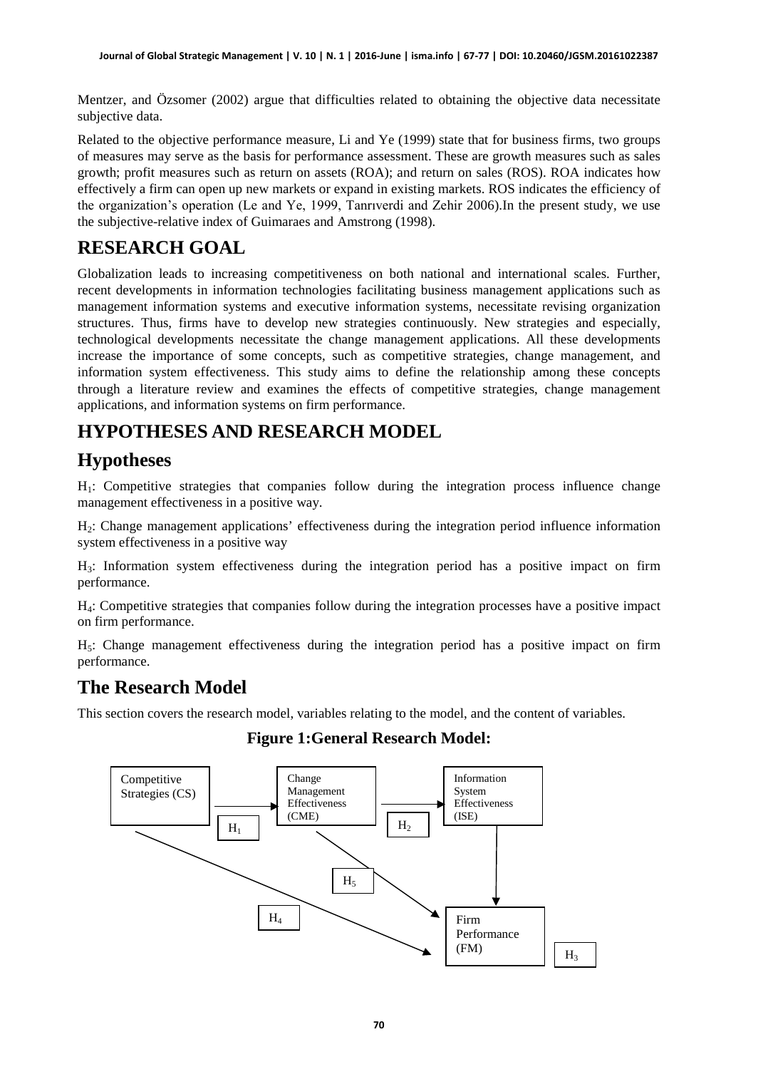Mentzer, and Özsomer (2002) argue that difficulties related to obtaining the objective data necessitate subjective data.

Related to the objective performance measure, Li and Ye (1999) state that for business firms, two groups of measures may serve as the basis for performance assessment. These are growth measures such as sales growth; profit measures such as return on assets (ROA); and return on sales (ROS). ROA indicates how effectively a firm can open up new markets or expand in existing markets. ROS indicates the efficiency of the organization's operation (Le and Ye, 1999, Tanrıverdi and Zehir 2006).In the present study, we use the subjective-relative index of Guimaraes and Amstrong (1998).

# RESEARCH GOAL

Globalization leads to increasing competitiveness on both national and international scales. Further, recent developments in information technologies facilitating business management applications such as management information systems and executive information systems, necessitate revising organization structures. Thus, firms have to develop new strategies continuously. New strategies and especially, technological developments necessitate the change management applications. All these developments increase the importance of some concepts, such as competitive strategies, change management, and information system effectiveness. This study aims to define the relationship among these concepts through a literature review and examines the effects of competitive strategies, change management applications, and information systems on firm performance.

# HYPOTHESES AND RESEARCH MODEL

## Hypotheses

$H_1$: Competitive strategies that companies follow during the integration process influence change management effectiveness in a positive way.

$H_2$: Change management applications' effectiveness during the integration period influence information system effectiveness in a positive way

$H_3$: Information system effectiveness during the integration period has a positive impact on firm performance.

$H_4$: Competitive strategies that companies follow during the integration processes have a positive impact on firm performance.

$H_5$: Change management effectiveness during the integration period has a positive impact on firm performance.

## The Research Model

This section covers the research model, variables relating to the model, and the content of variables.

**Figure 1:General Research Model:**

Competitive Strategies (CS) → ($H_1$) → Change Management Effectiveness (CME) → ($H_2$) → Information System Effectiveness (ISE) → ($H_3$) → Firm Performance (FM)

Competitive Strategies (CS) → ($H_4$) → Firm Performance (FM)

Change Management Effectiveness (CME) → ($H_5$) → Firm Performance (FM)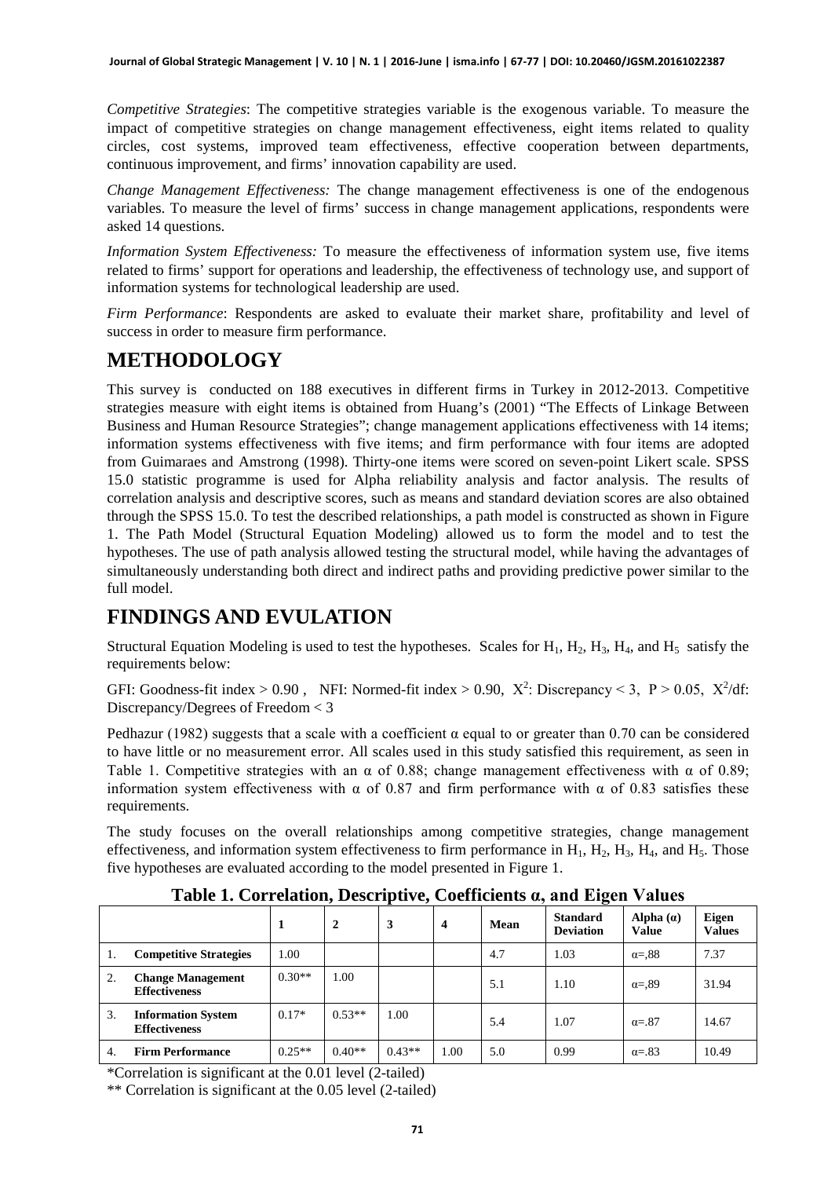*Competitive Strategies*: The competitive strategies variable is the exogenous variable. To measure the impact of competitive strategies on change management effectiveness, eight items related to quality circles, cost systems, improved team effectiveness, effective cooperation between departments, continuous improvement, and firms' innovation capability are used.

*Change Management Effectiveness:* The change management effectiveness is one of the endogenous variables. To measure the level of firms' success in change management applications, respondents were asked 14 questions.

*Information System Effectiveness:* To measure the effectiveness of information system use, five items related to firms' support for operations and leadership, the effectiveness of technology use, and support of information systems for technological leadership are used.

*Firm Performance*: Respondents are asked to evaluate their market share, profitability and level of success in order to measure firm performance.

# METHODOLOGY

This survey is conducted on 188 executives in different firms in Turkey in 2012-2013. Competitive strategies measure with eight items is obtained from Huang's (2001) "The Effects of Linkage Between Business and Human Resource Strategies"; change management applications effectiveness with 14 items; information systems effectiveness with five items; and firm performance with four items are adopted from Guimaraes and Amstrong (1998). Thirty-one items were scored on seven-point Likert scale. SPSS 15.0 statistic programme is used for Alpha reliability analysis and factor analysis. The results of correlation analysis and descriptive scores, such as means and standard deviation scores are also obtained through the SPSS 15.0. To test the described relationships, a path model is constructed as shown in Figure 1. The Path Model (Structural Equation Modeling) allowed us to form the model and to test the hypotheses. The use of path analysis allowed testing the structural model, while having the advantages of simultaneously understanding both direct and indirect paths and providing predictive power similar to the full model.

# FINDINGS AND EVULATION

Structural Equation Modeling is used to test the hypotheses. Scales for $H_1$, $H_2$, $H_3$, $H_4$, and $H_5$ satisfy the requirements below:

GFI: Goodness-fit index > 0.90 , NFI: Normed-fit index > 0.90, $X^2$: Discrepancy < 3, P > 0.05, $X^2$/df: Discrepancy/Degrees of Freedom < 3

Pedhazur (1982) suggests that a scale with a coefficient α equal to or greater than 0.70 can be considered to have little or no measurement error. All scales used in this study satisfied this requirement, as seen in Table 1. Competitive strategies with an α of 0.88; change management effectiveness with α of 0.89; information system effectiveness with α of 0.87 and firm performance with α of 0.83 satisfies these requirements.

The study focuses on the overall relationships among competitive strategies, change management effectiveness, and information system effectiveness to firm performance in $H_1$, $H_2$, $H_3$, $H_4$, and $H_5$. Those five hypotheses are evaluated according to the model presented in Figure 1.

**Table 1. Correlation, Descriptive, Coefficients α, and Eigen Values**

| | | 1 | 2 | 3 | 4 | Mean | Standard Deviation | Alpha (α) Value | Eigen Values |
|---|---|---|---|---|---|---|---|---|---|
| 1. | **Competitive Strategies** | 1.00 | | | | 4.7 | 1.03 | α=,88 | 7.37 |
| 2. | **Change Management Effectiveness** | 0.30** | 1.00 | | | 5.1 | 1.10 | α=,89 | 31.94 |
| 3. | **Information System Effectiveness** | 0.17* | 0.53** | 1.00 | | 5.4 | 1.07 | α=.87 | 14.67 |
| 4. | **Firm Performance** | 0.25** | 0.40** | 0.43** | 1.00 | 5.0 | 0.99 | α=.83 | 10.49 |

*Correlation is significant at the 0.01 level (2-tailed)

** Correlation is significant at the 0.05 level (2-tailed)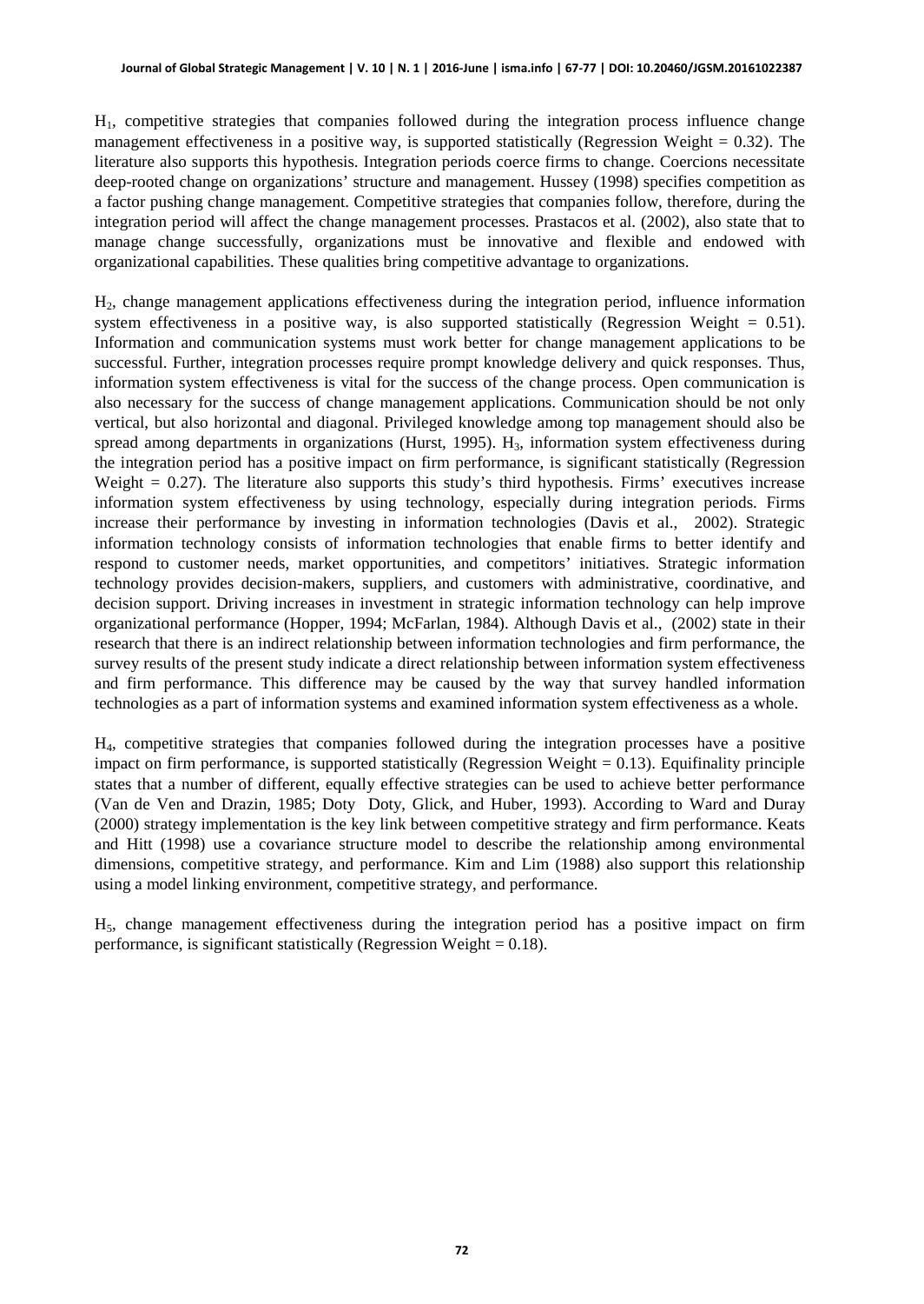$H_1$, competitive strategies that companies followed during the integration process influence change management effectiveness in a positive way, is supported statistically (Regression Weight = 0.32). The literature also supports this hypothesis. Integration periods coerce firms to change. Coercions necessitate deep-rooted change on organizations' structure and management. Hussey (1998) specifies competition as a factor pushing change management. Competitive strategies that companies follow, therefore, during the integration period will affect the change management processes. Prastacos et al. (2002), also state that to manage change successfully, organizations must be innovative and flexible and endowed with organizational capabilities. These qualities bring competitive advantage to organizations.

$H_2$, change management applications effectiveness during the integration period, influence information system effectiveness in a positive way, is also supported statistically (Regression Weight = 0.51). Information and communication systems must work better for change management applications to be successful. Further, integration processes require prompt knowledge delivery and quick responses. Thus, information system effectiveness is vital for the success of the change process. Open communication is also necessary for the success of change management applications. Communication should be not only vertical, but also horizontal and diagonal. Privileged knowledge among top management should also be spread among departments in organizations (Hurst, 1995). $H_3$, information system effectiveness during the integration period has a positive impact on firm performance, is significant statistically (Regression Weight = 0.27). The literature also supports this study's third hypothesis. Firms' executives increase information system effectiveness by using technology, especially during integration periods. Firms increase their performance by investing in information technologies (Davis et al., 2002). Strategic information technology consists of information technologies that enable firms to better identify and respond to customer needs, market opportunities, and competitors' initiatives. Strategic information technology provides decision-makers, suppliers, and customers with administrative, coordinative, and decision support. Driving increases in investment in strategic information technology can help improve organizational performance (Hopper, 1994; McFarlan, 1984). Although Davis et al., (2002) state in their research that there is an indirect relationship between information technologies and firm performance, the survey results of the present study indicate a direct relationship between information system effectiveness and firm performance. This difference may be caused by the way that survey handled information technologies as a part of information systems and examined information system effectiveness as a whole.

$H_4$, competitive strategies that companies followed during the integration processes have a positive impact on firm performance, is supported statistically (Regression Weight = 0.13). Equifinality principle states that a number of different, equally effective strategies can be used to achieve better performance (Van de Ven and Drazin, 1985; Doty Doty, Glick, and Huber, 1993). According to Ward and Duray (2000) strategy implementation is the key link between competitive strategy and firm performance. Keats and Hitt (1998) use a covariance structure model to describe the relationship among environmental dimensions, competitive strategy, and performance. Kim and Lim (1988) also support this relationship using a model linking environment, competitive strategy, and performance.

$H_5$, change management effectiveness during the integration period has a positive impact on firm performance, is significant statistically (Regression Weight = 0.18).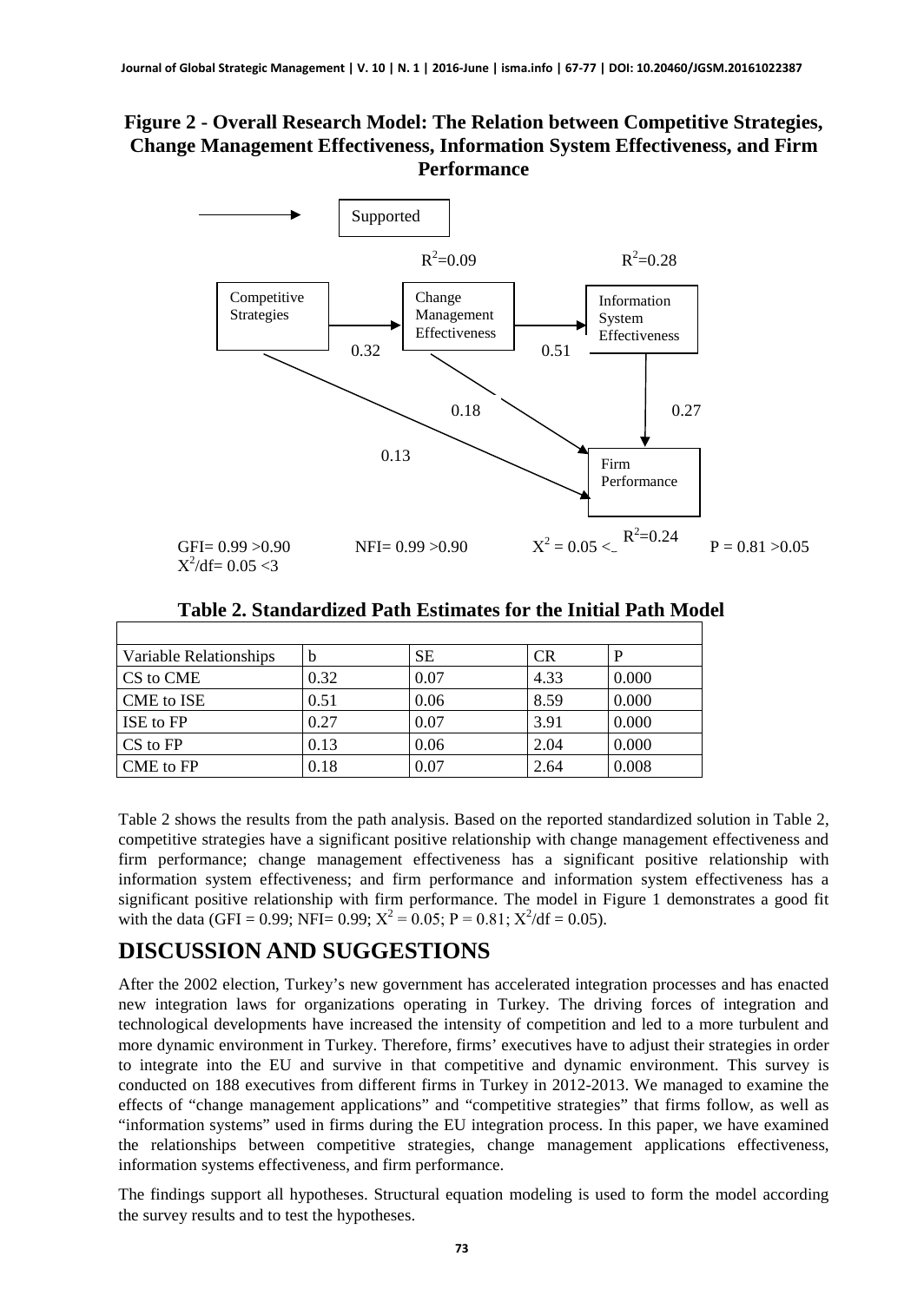**Figure 2 - Overall Research Model: The Relation between Competitive Strategies, Change Management Effectiveness, Information System Effectiveness, and Firm Performance**

Supported

$R^2$=0.09 $R^2$=0.28

Competitive Strategies → Change Management Effectiveness → Information System Effectiveness

0.32 0.51

0.18 0.27

0.13

Firm Performance

GFI= 0.99 >0.90 NFI= 0.99 >0.90 $X^2$ = 0.05 < $R^2$=0.24 P = 0.81 >0.05
$X^2$/df= 0.05 <3

**Table 2. Standardized Path Estimates for the Initial Path Model**

| Variable Relationships | b | SE | CR | P |
|---|---|---|---|---|
| CS to CME | 0.32 | 0.07 | 4.33 | 0.000 |
| CME to ISE | 0.51 | 0.06 | 8.59 | 0.000 |
| ISE to FP | 0.27 | 0.07 | 3.91 | 0.000 |
| CS to FP | 0.13 | 0.06 | 2.04 | 0.000 |
| CME to FP | 0.18 | 0.07 | 2.64 | 0.008 |

Table 2 shows the results from the path analysis. Based on the reported standardized solution in Table 2, competitive strategies have a significant positive relationship with change management effectiveness and firm performance; change management effectiveness has a significant positive relationship with information system effectiveness; and firm performance and information system effectiveness has a significant positive relationship with firm performance. The model in Figure 1 demonstrates a good fit with the data (GFI = 0.99; NFI= 0.99; $X^2$ = 0.05; P = 0.81; $X^2$/df = 0.05).

## DISCUSSION AND SUGGESTIONS

After the 2002 election, Turkey's new government has accelerated integration processes and has enacted new integration laws for organizations operating in Turkey. The driving forces of integration and technological developments have increased the intensity of competition and led to a more turbulent and more dynamic environment in Turkey. Therefore, firms' executives have to adjust their strategies in order to integrate into the EU and survive in that competitive and dynamic environment. This survey is conducted on 188 executives from different firms in Turkey in 2012-2013. We managed to examine the effects of "change management applications" and "competitive strategies" that firms follow, as well as "information systems" used in firms during the EU integration process. In this paper, we have examined the relationships between competitive strategies, change management applications effectiveness, information systems effectiveness, and firm performance.

The findings support all hypotheses. Structural equation modeling is used to form the model according the survey results and to test the hypotheses.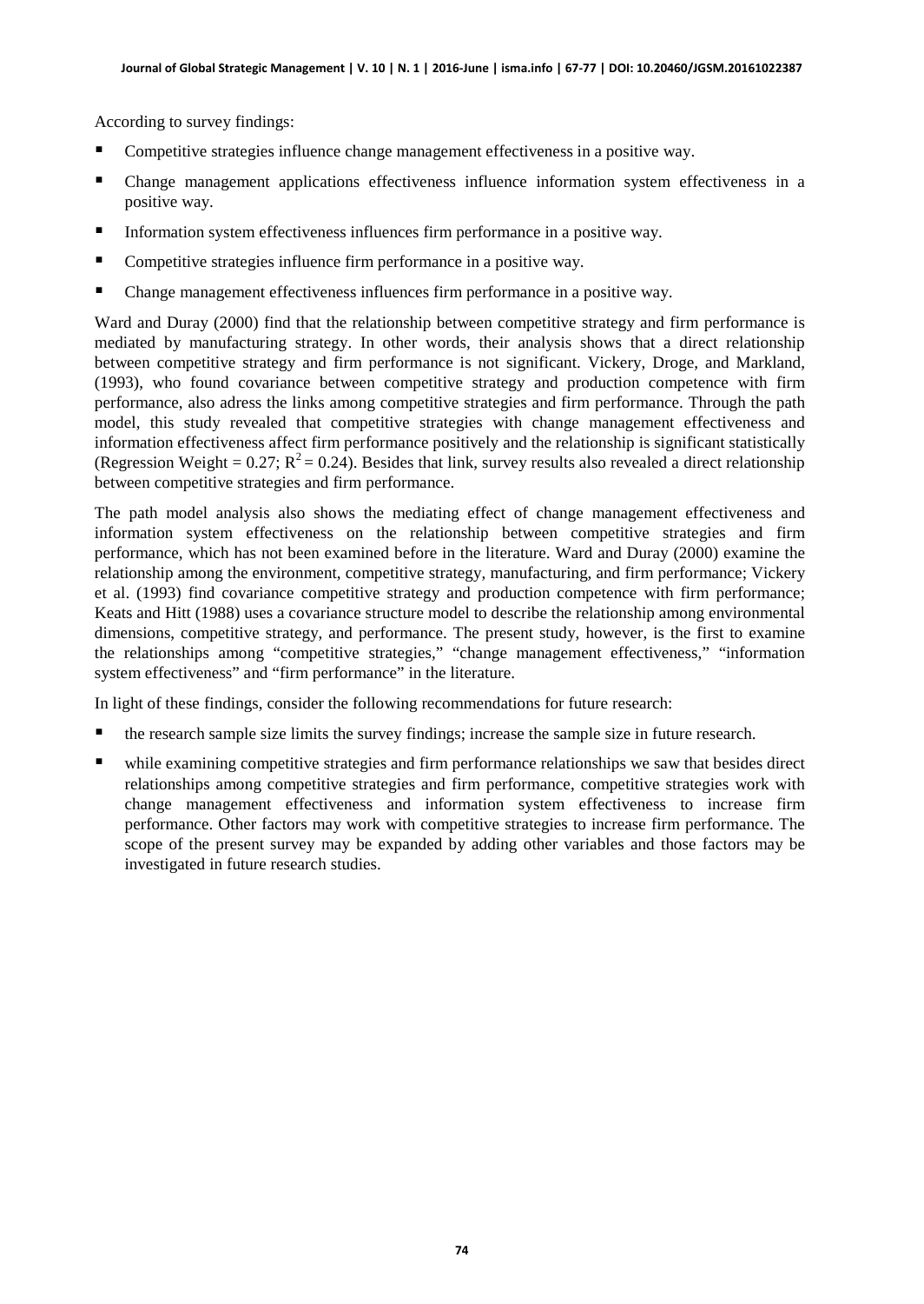According to survey findings:

- Competitive strategies influence change management effectiveness in a positive way.
- Change management applications effectiveness influence information system effectiveness in a positive way.
- Information system effectiveness influences firm performance in a positive way.
- Competitive strategies influence firm performance in a positive way.
- Change management effectiveness influences firm performance in a positive way.

Ward and Duray (2000) find that the relationship between competitive strategy and firm performance is mediated by manufacturing strategy. In other words, their analysis shows that a direct relationship between competitive strategy and firm performance is not significant. Vickery, Droge, and Markland, (1993), who found covariance between competitive strategy and production competence with firm performance, also adress the links among competitive strategies and firm performance. Through the path model, this study revealed that competitive strategies with change management effectiveness and information effectiveness affect firm performance positively and the relationship is significant statistically (Regression Weight = 0.27; $R^2 = 0.24$). Besides that link, survey results also revealed a direct relationship between competitive strategies and firm performance.

The path model analysis also shows the mediating effect of change management effectiveness and information system effectiveness on the relationship between competitive strategies and firm performance, which has not been examined before in the literature. Ward and Duray (2000) examine the relationship among the environment, competitive strategy, manufacturing, and firm performance; Vickery et al. (1993) find covariance competitive strategy and production competence with firm performance; Keats and Hitt (1988) uses a covariance structure model to describe the relationship among environmental dimensions, competitive strategy, and performance. The present study, however, is the first to examine the relationships among "competitive strategies," "change management effectiveness," "information system effectiveness" and "firm performance" in the literature.

In light of these findings, consider the following recommendations for future research:

- the research sample size limits the survey findings; increase the sample size in future research.
- while examining competitive strategies and firm performance relationships we saw that besides direct relationships among competitive strategies and firm performance, competitive strategies work with change management effectiveness and information system effectiveness to increase firm performance. Other factors may work with competitive strategies to increase firm performance. The scope of the present survey may be expanded by adding other variables and those factors may be investigated in future research studies.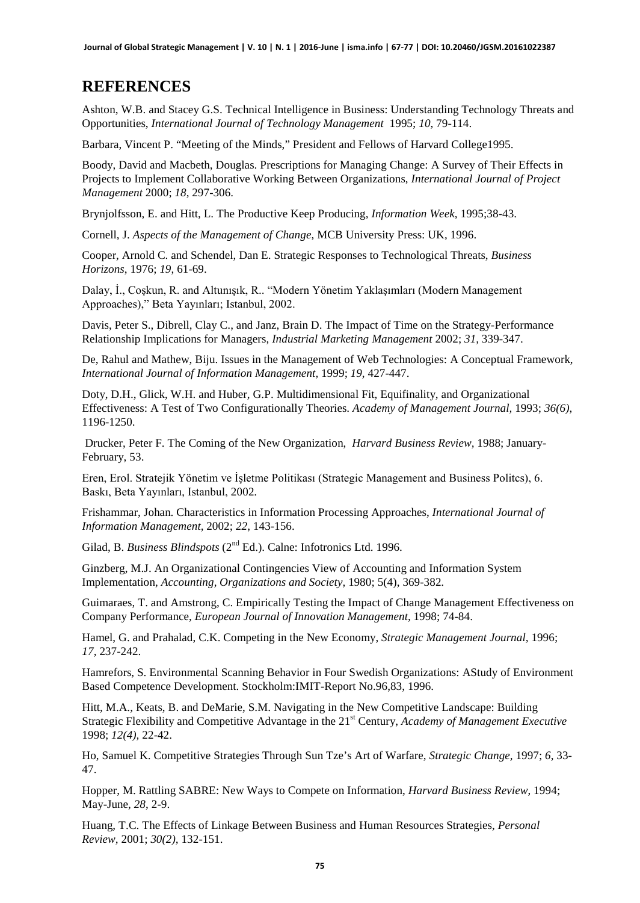## REFERENCES

Ashton, W.B. and Stacey G.S. Technical Intelligence in Business: Understanding Technology Threats and Opportunities, *International Journal of Technology Management* 1995; *10*, 79-114.

Barbara, Vincent P. "Meeting of the Minds," President and Fellows of Harvard College1995.

Boody, David and Macbeth, Douglas. Prescriptions for Managing Change: A Survey of Their Effects in Projects to Implement Collaborative Working Between Organizations, *International Journal of Project Management* 2000; *18*, 297-306.

Brynjolfsson, E. and Hitt, L. The Productive Keep Producing, *Information Week*, 1995;38-43.

Cornell, J. *Aspects of the Management of Change,* MCB University Press: UK, 1996.

Cooper, Arnold C. and Schendel, Dan E. Strategic Responses to Technological Threats, *Business Horizons*, 1976; *19*, 61-69.

Dalay, İ., Coşkun, R. and Altunışık, R.. "Modern Yönetim Yaklaşımları (Modern Management Approaches)," Beta Yayınları; Istanbul, 2002.

Davis, Peter S., Dibrell, Clay C., and Janz, Brain D. The Impact of Time on the Strategy-Performance Relationship Implications for Managers, *Industrial Marketing Management* 2002; *31*, 339-347.

De, Rahul and Mathew, Biju. Issues in the Management of Web Technologies: A Conceptual Framework, *International Journal of Information Management,* 1999; *19*, 427-447.

Doty, D.H., Glick, W.H. and Huber, G.P. Multidimensional Fit, Equifinality, and Organizational Effectiveness: A Test of Two Configurationally Theories. *Academy of Management Journal,* 1993; *36(6),* 1196-1250.

Drucker, Peter F. The Coming of the New Organization, *Harvard Business Review,* 1988; January-February, 53.

Eren, Erol. Stratejik Yönetim ve İşletme Politikası (Strategic Management and Business Politcs), 6. Baskı, Beta Yayınları, Istanbul, 2002.

Frishammar, Johan. Characteristics in Information Processing Approaches, *International Journal of Information Management,* 2002; *22*, 143-156.

Gilad, B. *Business Blindspots* (2nd Ed.). Calne: Infotronics Ltd. 1996.

Ginzberg, M.J. An Organizational Contingencies View of Accounting and Information System Implementation, *Accounting, Organizations and Society,* 1980; 5(4), 369-382.

Guimaraes, T. and Amstrong, C. Empirically Testing the Impact of Change Management Effectiveness on Company Performance, *European Journal of Innovation Management,* 1998; 74-84.

Hamel, G. and Prahalad, C.K. Competing in the New Economy, *Strategic Management Journal,* 1996; *17,* 237-242.

Hamrefors, S. Environmental Scanning Behavior in Four Swedish Organizations: AStudy of Environment Based Competence Development. Stockholm:IMIT-Report No.96,83, 1996.

Hitt, M.A., Keats, B. and DeMarie, S.M. Navigating in the New Competitive Landscape: Building Strategic Flexibility and Competitive Advantage in the 21st Century, *Academy of Management Executive* 1998; *12(4),* 22-42.

Ho, Samuel K. Competitive Strategies Through Sun Tze's Art of Warfare, *Strategic Change,* 1997; *6*, 33-47.

Hopper, M. Rattling SABRE: New Ways to Compete on Information, *Harvard Business Review*, 1994; May-June, *28*, 2-9.

Huang, T.C. The Effects of Linkage Between Business and Human Resources Strategies, *Personal Review,* 2001; *30(2),* 132-151.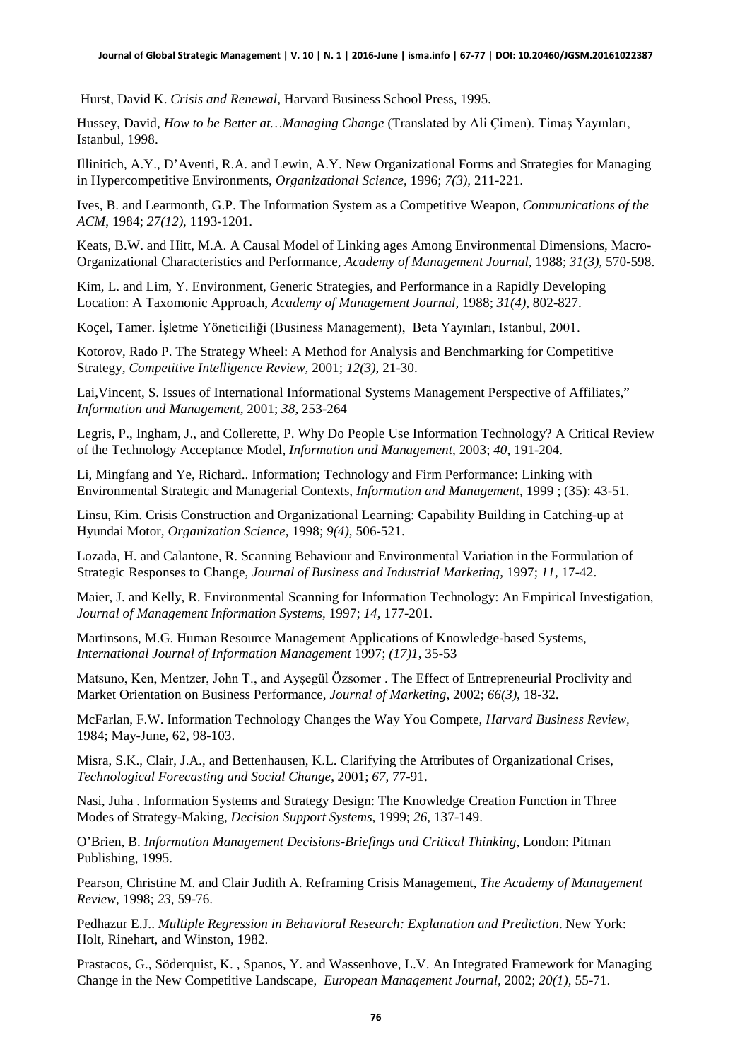Hurst, David K. *Crisis and Renewal*, Harvard Business School Press, 1995.

Hussey, David, *How to be Better at…Managing Change* (Translated by Ali Çimen). Timaş Yayınları, Istanbul, 1998.

Illinitich, A.Y., D'Aventi, R.A. and Lewin, A.Y. New Organizational Forms and Strategies for Managing in Hypercompetitive Environments, *Organizational Science*, 1996; *7(3)*, 211-221.

Ives, B. and Learmonth, G.P. The Information System as a Competitive Weapon, *Communications of the ACM*, 1984; *27(12)*, 1193-1201.

Keats, B.W. and Hitt, M.A. A Causal Model of Linking ages Among Environmental Dimensions, Macro-Organizational Characteristics and Performance, *Academy of Management Journal*, 1988; *31(3)*, 570-598.

Kim, L. and Lim, Y. Environment, Generic Strategies, and Performance in a Rapidly Developing Location: A Taxomonic Approach, *Academy of Management Journal*, 1988; *31(4)*, 802-827.

Koçel, Tamer. İşletme Yöneticiliği (Business Management), Beta Yayınları, Istanbul, 2001.

Kotorov, Rado P. The Strategy Wheel: A Method for Analysis and Benchmarking for Competitive Strategy, *Competitive Intelligence Review*, 2001; *12(3)*, 21-30.

Lai,Vincent, S. Issues of International Informational Systems Management Perspective of Affiliates," *Information and Management*, 2001; *38*, 253-264

Legris, P., Ingham, J., and Collerette, P. Why Do People Use Information Technology? A Critical Review of the Technology Acceptance Model, *Information and Management*, 2003; *40*, 191-204.

Li, Mingfang and Ye, Richard.. Information; Technology and Firm Performance: Linking with Environmental Strategic and Managerial Contexts, *Information and Management*, 1999 ; (35): 43-51.

Linsu, Kim. Crisis Construction and Organizational Learning: Capability Building in Catching-up at Hyundai Motor, *Organization Science*, 1998; *9(4)*, 506-521.

Lozada, H. and Calantone, R. Scanning Behaviour and Environmental Variation in the Formulation of Strategic Responses to Change, *Journal of Business and Industrial Marketing*, 1997; *11*, 17-42.

Maier, J. and Kelly, R. Environmental Scanning for Information Technology: An Empirical Investigation, *Journal of Management Information Systems*, 1997; *14*, 177-201.

Martinsons, M.G. Human Resource Management Applications of Knowledge-based Systems, *International Journal of Information Management* 1997; *(17)1*, 35-53

Matsuno, Ken, Mentzer, John T., and Ayşegül Özsomer . The Effect of Entrepreneurial Proclivity and Market Orientation on Business Performance, *Journal of Marketing*, 2002; *66(3)*, 18-32.

McFarlan, F.W. Information Technology Changes the Way You Compete, *Harvard Business Review*, 1984; May-June, 62, 98-103.

Misra, S.K., Clair, J.A., and Bettenhausen, K.L. Clarifying the Attributes of Organizational Crises, *Technological Forecasting and Social Change*, 2001; *67*, 77-91.

Nasi, Juha . Information Systems and Strategy Design: The Knowledge Creation Function in Three Modes of Strategy-Making, *Decision Support Systems*, 1999; *26*, 137-149.

O'Brien, B. *Information Management Decisions-Briefings and Critical Thinking*, London: Pitman Publishing, 1995.

Pearson, Christine M. and Clair Judith A. Reframing Crisis Management, *The Academy of Management Review*, 1998; *23*, 59-76.

Pedhazur E.J.. *Multiple Regression in Behavioral Research: Explanation and Prediction*. New York: Holt, Rinehart, and Winston, 1982.

Prastacos, G., Söderquist, K. , Spanos, Y. and Wassenhove, L.V. An Integrated Framework for Managing Change in the New Competitive Landscape, *European Management Journal*, 2002; *20(1)*, 55-71.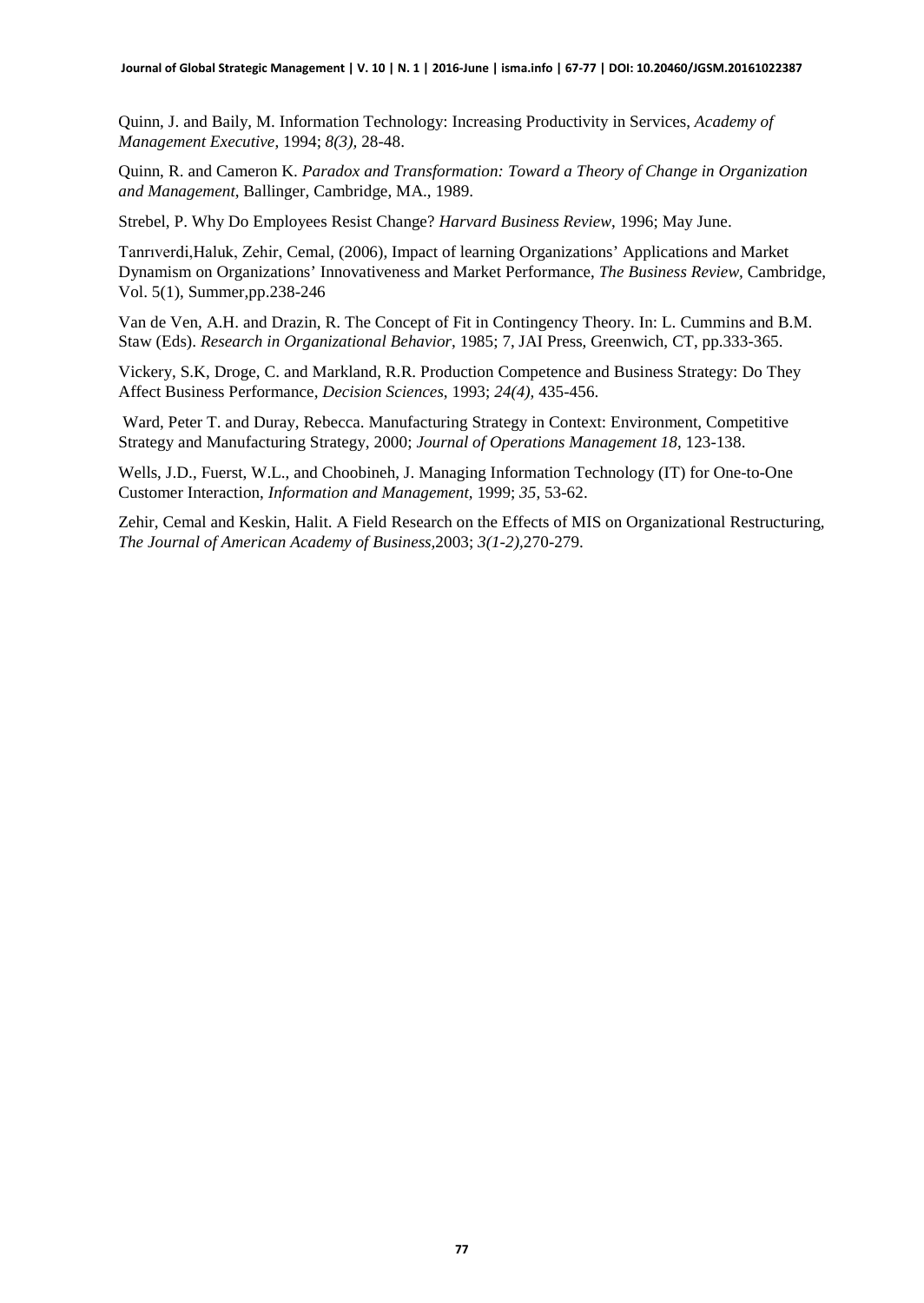Quinn, J. and Baily, M. Information Technology: Increasing Productivity in Services, *Academy of Management Executive*, 1994; *8(3)*, 28-48.

Quinn, R. and Cameron K. *Paradox and Transformation: Toward a Theory of Change in Organization and Management*, Ballinger, Cambridge, MA., 1989.

Strebel, P. Why Do Employees Resist Change? *Harvard Business Review*, 1996; May June.

Tanrıverdi,Haluk, Zehir, Cemal, (2006), Impact of learning Organizations' Applications and Market Dynamism on Organizations' Innovativeness and Market Performance, *The Business Review*, Cambridge, Vol. 5(1), Summer,pp.238-246

Van de Ven, A.H. and Drazin, R. The Concept of Fit in Contingency Theory. In: L. Cummins and B.M. Staw (Eds). *Research in Organizational Behavior*, 1985; 7, JAI Press, Greenwich, CT, pp.333-365.

Vickery, S.K, Droge, C. and Markland, R.R. Production Competence and Business Strategy: Do They Affect Business Performance, *Decision Sciences*, 1993; *24(4)*, 435-456.

Ward, Peter T. and Duray, Rebecca. Manufacturing Strategy in Context: Environment, Competitive Strategy and Manufacturing Strategy, 2000; *Journal of Operations Management 18*, 123-138.

Wells, J.D., Fuerst, W.L., and Choobineh, J. Managing Information Technology (IT) for One-to-One Customer Interaction, *Information and Management*, 1999; *35*, 53-62.

Zehir, Cemal and Keskin, Halit. A Field Research on the Effects of MIS on Organizational Restructuring, *The Journal of American Academy of Business*,2003; *3(1-2)*,270-279.